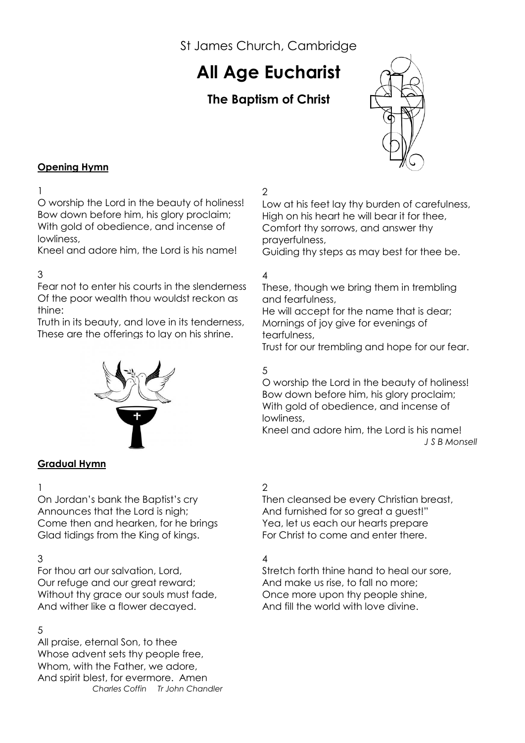St James Church, Cambridge

# All Age Eucharist

## The Baptism of Christ

**Opening Hymn**

1

O worship the Lord in the beauty of holiness!
Bow down before him, his glory proclaim;
With gold of obedience, and incense of lowliness,
Kneel and adore him, the Lord is his name!

2

Low at his feet lay thy burden of carefulness,
High on his heart he will bear it for thee,
Comfort thy sorrows, and answer thy prayerfulness,
Guiding thy steps as may best for thee be.

3

Fear not to enter his courts in the slenderness
Of the poor wealth thou wouldst reckon as thine:
Truth in its beauty, and love in its tenderness,
These are the offerings to lay on his shrine.

4

These, though we bring them in trembling and fearfulness,
He will accept for the name that is dear;
Mornings of joy give for evenings of tearfulness,
Trust for our trembling and hope for our fear.

5

O worship the Lord in the beauty of holiness!
Bow down before him, his glory proclaim;
With gold of obedience, and incense of lowliness,
Kneel and adore him, the Lord is his name!

*J S B Monsell*

**Gradual Hymn**

1

On Jordan's bank the Baptist's cry
Announces that the Lord is nigh;
Come then and hearken, for he brings
Glad tidings from the King of kings.

2

Then cleansed be every Christian breast,
And furnished for so great a guest!"
Yea, let us each our hearts prepare
For Christ to come and enter there.

3

For thou art our salvation, Lord,
Our refuge and our great reward;
Without thy grace our souls must fade,
And wither like a flower decayed.

4

Stretch forth thine hand to heal our sore,
And make us rise, to fall no more;
Once more upon thy people shine,
And fill the world with love divine.

5

All praise, eternal Son, to thee
Whose advent sets thy people free,
Whom, with the Father, we adore,
And spirit blest, for evermore. Amen

*Charles Coffin Tr John Chandler*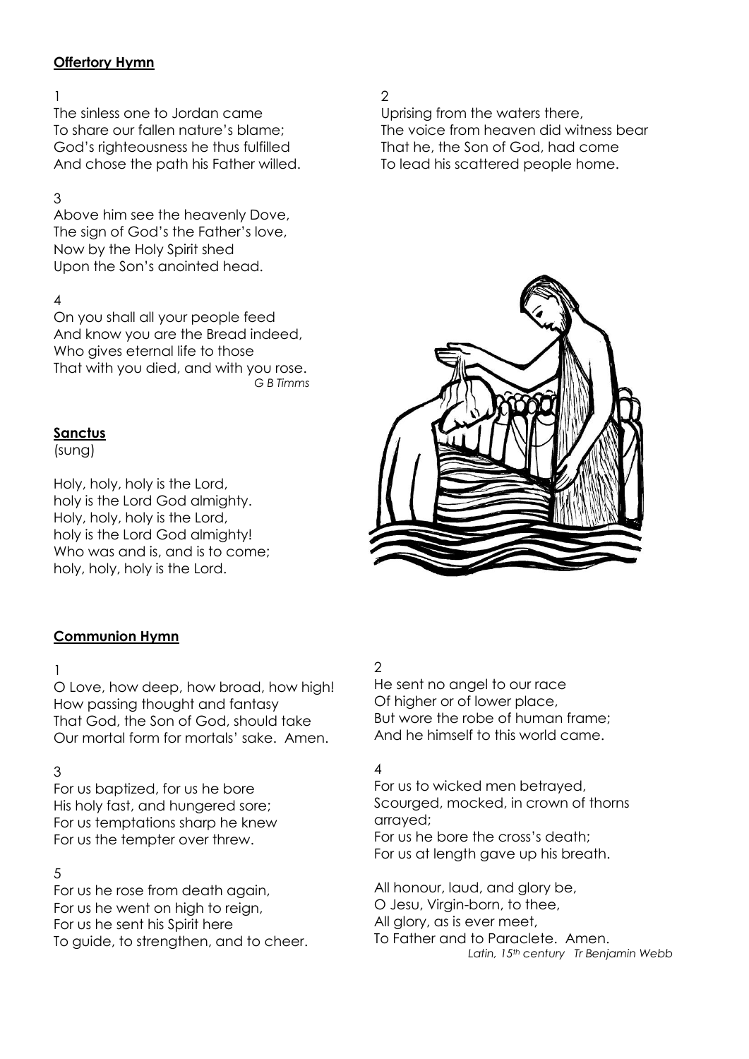**Offertory Hymn**

1

The sinless one to Jordan came
To share our fallen nature's blame;
God's righteousness he thus fulfilled
And chose the path his Father willed.

2

Uprising from the waters there,
The voice from heaven did witness bear
That he, the Son of God, had come
To lead his scattered people home.

3

Above him see the heavenly Dove,
The sign of God's the Father's love,
Now by the Holy Spirit shed
Upon the Son's anointed head.

4

On you shall all your people feed
And know you are the Bread indeed,
Who gives eternal life to those
That with you died, and with you rose.

*G B Timms*

**Sanctus**

(sung)

Holy, holy, holy is the Lord,
holy is the Lord God almighty.
Holy, holy, holy is the Lord,
holy is the Lord God almighty!
Who was and is, and is to come;
holy, holy, holy is the Lord.

**Communion Hymn**

1

O Love, how deep, how broad, how high!
How passing thought and fantasy
That God, the Son of God, should take
Our mortal form for mortals' sake. Amen.

2

He sent no angel to our race
Of higher or of lower place,
But wore the robe of human frame;
And he himself to this world came.

3

For us baptized, for us he bore
His holy fast, and hungered sore;
For us temptations sharp he knew
For us the tempter over threw.

4

For us to wicked men betrayed,
Scourged, mocked, in crown of thorns arrayed;
For us he bore the cross's death;
For us at length gave up his breath.

5

For us he rose from death again,
For us he went on high to reign,
For us he sent his Spirit here
To guide, to strengthen, and to cheer.

All honour, laud, and glory be,
O Jesu, Virgin-born, to thee,
All glory, as is ever meet,
To Father and to Paraclete. Amen.

*Latin, 15th century Tr Benjamin Webb*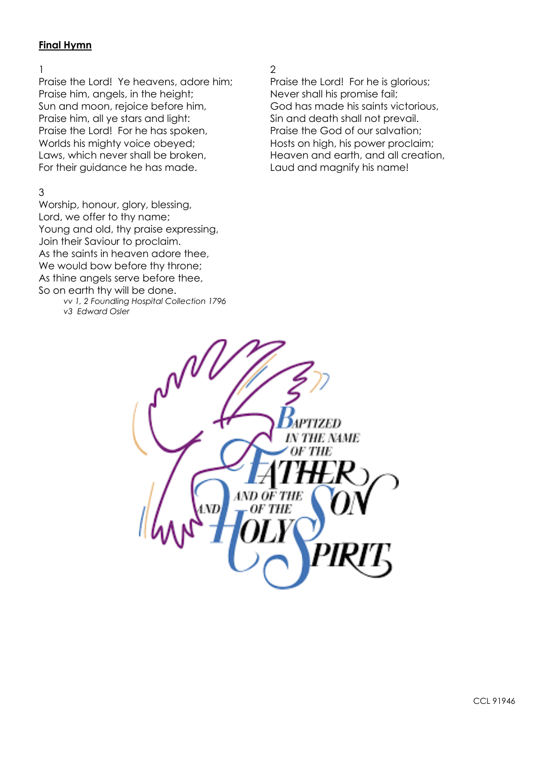**Final Hymn**

1
Praise the Lord! Ye heavens, adore him;
Praise him, angels, in the height;
Sun and moon, rejoice before him,
Praise him, all ye stars and light:
Praise the Lord! For he has spoken,
Worlds his mighty voice obeyed;
Laws, which never shall be broken,
For their guidance he has made.

2
Praise the Lord! For he is glorious;
Never shall his promise fail;
God has made his saints victorious,
Sin and death shall not prevail.
Praise the God of our salvation;
Hosts on high, his power proclaim;
Heaven and earth, and all creation,
Laud and magnify his name!

3
Worship, honour, glory, blessing,
Lord, we offer to thy name;
Young and old, thy praise expressing,
Join their Saviour to proclaim.
As the saints in heaven adore thee,
We would bow before thy throne;
As thine angels serve before thee,
So on earth thy will be done.

*vv 1, 2 Foundling Hospital Collection 1796*
*v3 Edward Osler*

Baptized in the name of the Father and of the Son and of the Holy Spirit

CCL 91946